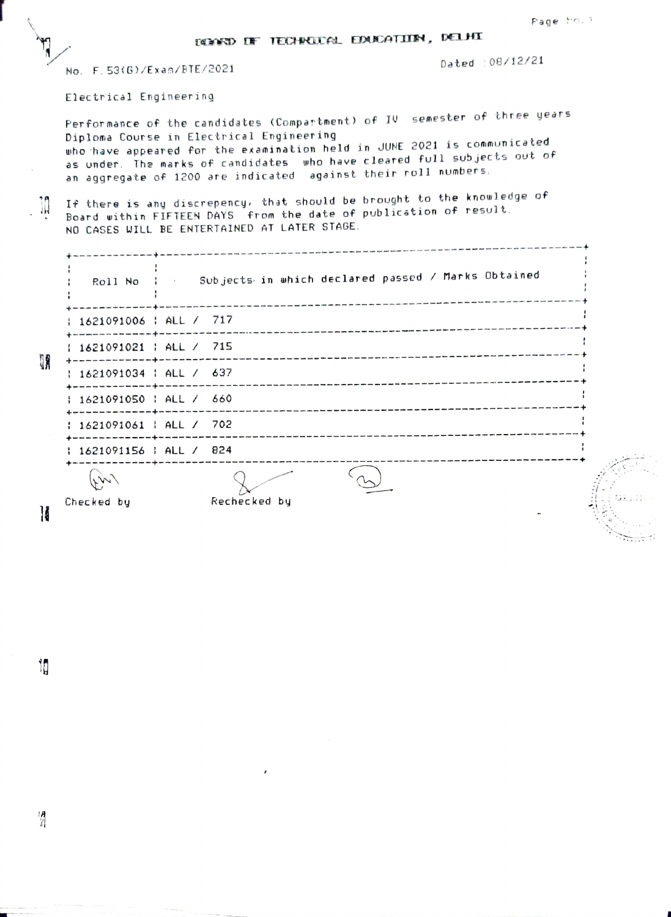# BOARD OF TECHNICAL EDUCATION, DELHI

No. F.53(G)/Exam/BTE/2021

Dated : 08/12/21

Electrical Engineering

Performance of the candidates (Compartment) of IV semester of three years Diploma Course in Electrical Engineering who have appeared for the examination held in JUNE 2021 is communicated as under. The marks of candidates who have cleared full subjects out of an aggregate of 1200 are indicated against their roll numbers.

If there is any discrepency, that should be brought to the knowledge of Board within FIFTEEN DAYS from the date of publication of result. NO CASES WILL BE ENTERTAINED AT LATER STAGE.

| Roll No | Subjects in which declared passed / Marks Obtained |
|---|---|
| 1621091006 | ALL / 717 |
| 1621091021 | ALL / 715 |
| 1621091034 | ALL / 637 |
| 1621091050 | ALL / 660 |
| 1621091061 | ALL / 702 |
| 1621091156 | ALL / 824 |

Checked by

Rechecked by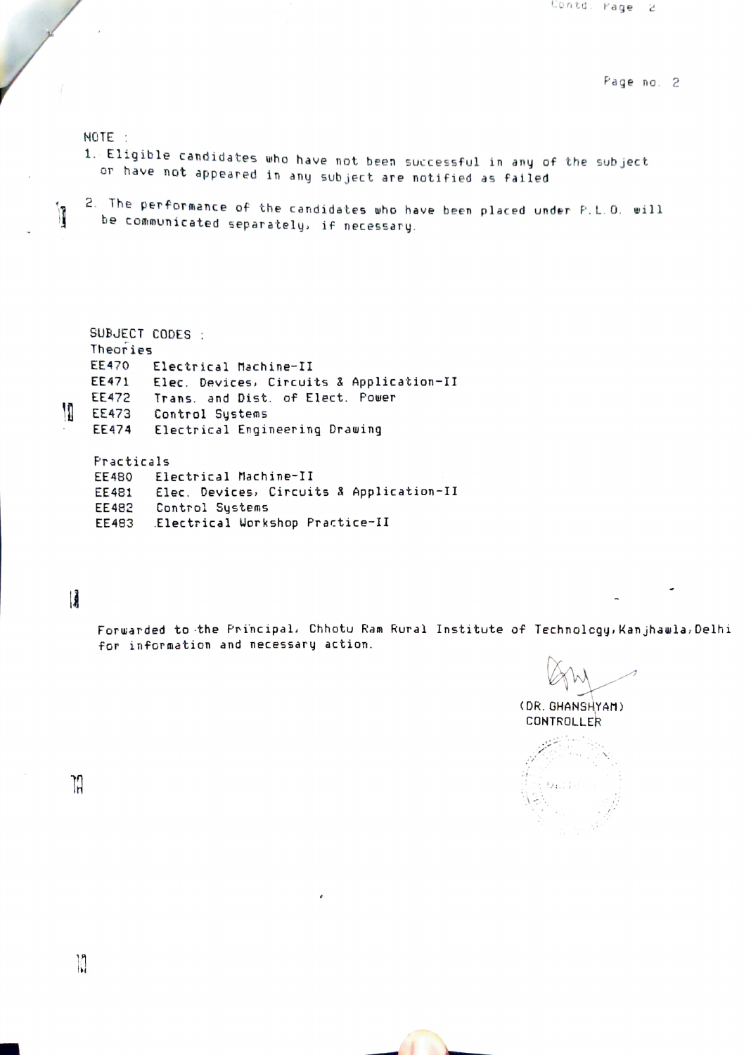NOTE :

1. Eligible candidates who have not been successful in any of the subject or have not appeared in any subject are notified as failed
2. The performance of the candidates who have been placed under P.L.O. will be communicated separately, if necessary.

SUBJECT CODES :

Theories

| | |
|---|---|
| EE470 | Electrical Machine-II |
| EE471 | Elec. Devices, Circuits & Application-II |
| EE472 | Trans. and Dist. of Elect. Power |
| EE473 | Control Systems |
| EE474 | Electrical Engineering Drawing |

Practicals

| | |
|---|---|
| EE480 | Electrical Machine-II |
| EE481 | Elec. Devices, Circuits & Application-II |
| EE482 | Control Systems |
| EE483 | Electrical Workshop Practice-II |

Forwarded to the Principal, Chhotu Ram Rural Institute of Technology, Kanjhawla, Delhi for information and necessary action.

(DR. GHANSHYAM)
CONTROLLER